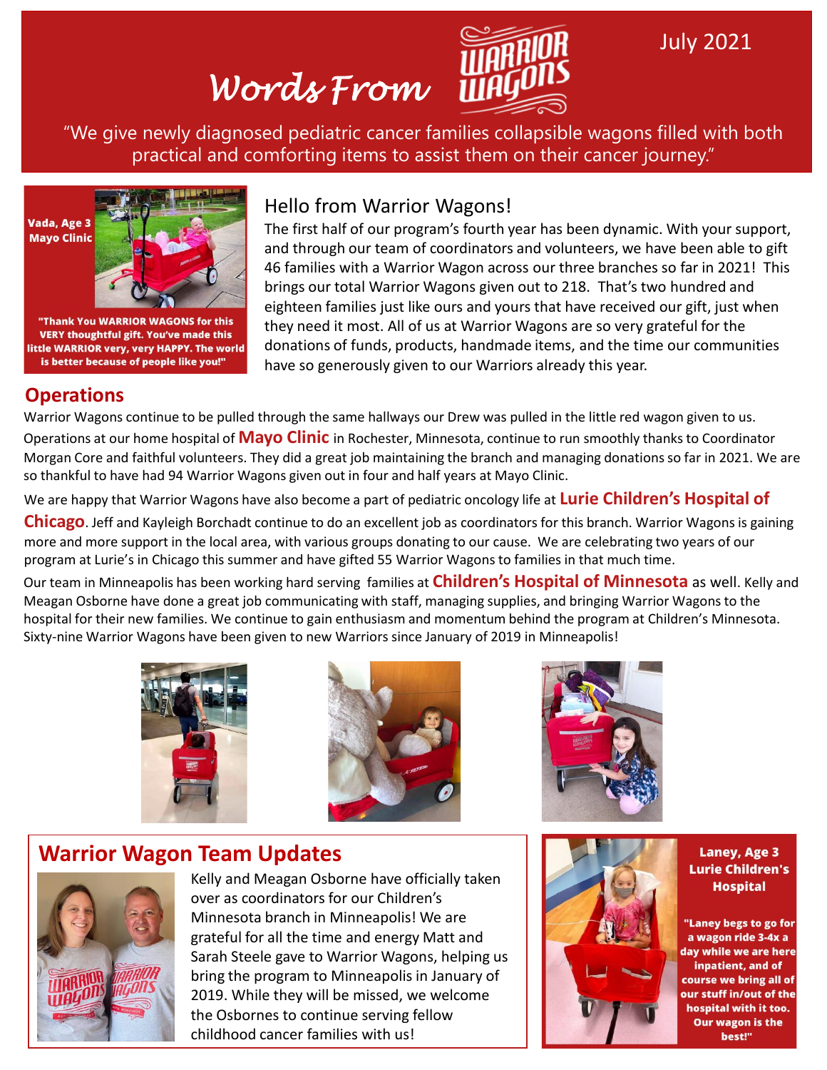July 2021

# Words From Warrior Wagons

"We give newly diagnosed pediatric cancer families collapsible wagons filled with both practical and comforting items to assist them on their cancer journey."

**Vada, Age 3**
**Mayo Clinic**

**"Thank You WARRIOR WAGONS for this VERY thoughtful gift. You've made this little WARRIOR very, very HAPPY. The world is better because of people like you!"**

## Hello from Warrior Wagons!

The first half of our program's fourth year has been dynamic. With your support, and through our team of coordinators and volunteers, we have been able to gift 46 families with a Warrior Wagon across our three branches so far in 2021! This brings our total Warrior Wagons given out to 218. That's two hundred and eighteen families just like ours and yours that have received our gift, just when they need it most. All of us at Warrior Wagons are so very grateful for the donations of funds, products, handmade items, and the time our communities have so generously given to our Warriors already this year.

## Operations

Warrior Wagons continue to be pulled through the same hallways our Drew was pulled in the little red wagon given to us. Operations at our home hospital of **Mayo Clinic** in Rochester, Minnesota, continue to run smoothly thanks to Coordinator Morgan Core and faithful volunteers. They did a great job maintaining the branch and managing donations so far in 2021. We are so thankful to have had 94 Warrior Wagons given out in four and half years at Mayo Clinic.

We are happy that Warrior Wagons have also become a part of pediatric oncology life at **Lurie Children's Hospital of Chicago**. Jeff and Kayleigh Borchadt continue to do an excellent job as coordinators for this branch. Warrior Wagons is gaining more and more support in the local area, with various groups donating to our cause. We are celebrating two years of our program at Lurie's in Chicago this summer and have gifted 55 Warrior Wagons to families in that much time.

Our team in Minneapolis has been working hard serving families at **Children's Hospital of Minnesota** as well. Kelly and Meagan Osborne have done a great job communicating with staff, managing supplies, and bringing Warrior Wagons to the hospital for their new families. We continue to gain enthusiasm and momentum behind the program at Children's Minnesota. Sixty-nine Warrior Wagons have been given to new Warriors since January of 2019 in Minneapolis!

## Warrior Wagon Team Updates

Kelly and Meagan Osborne have officially taken over as coordinators for our Children's Minnesota branch in Minneapolis! We are grateful for all the time and energy Matt and Sarah Steele gave to Warrior Wagons, helping us bring the program to Minneapolis in January of 2019. While they will be missed, we welcome the Osbornes to continue serving fellow childhood cancer families with us!

**Laney, Age 3**
**Lurie Children's Hospital**

**"Laney begs to go for a wagon ride 3-4x a day while we are here inpatient, and of course we bring all of our stuff in/out of the hospital with it too. Our wagon is the best!"**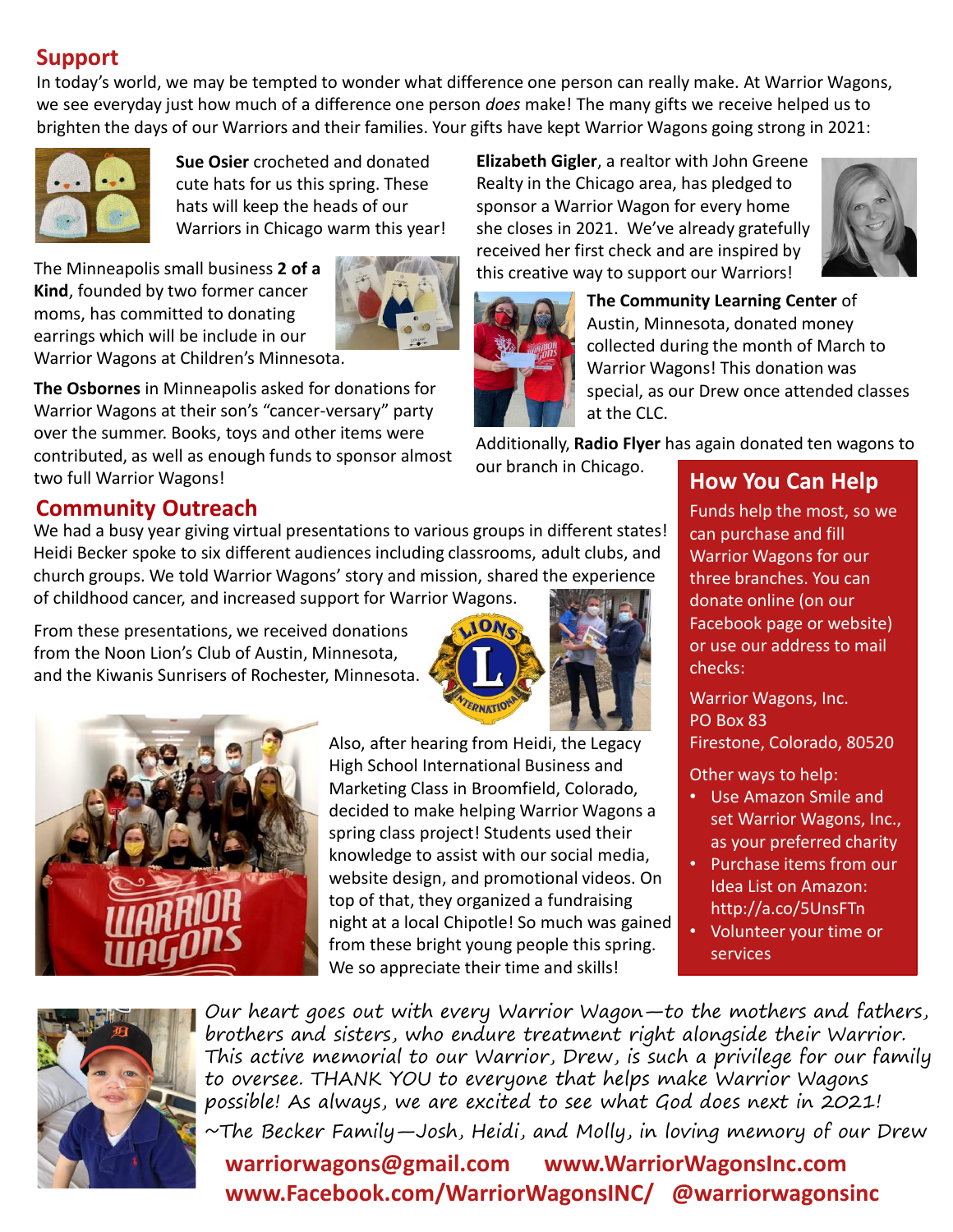## Support

In today's world, we may be tempted to wonder what difference one person can really make. At Warrior Wagons, we see everyday just how much of a difference one person *does* make! The many gifts we receive helped us to brighten the days of our Warriors and their families. Your gifts have kept Warrior Wagons going strong in 2021:

**Sue Osier** crocheted and donated cute hats for us this spring. These hats will keep the heads of our Warriors in Chicago warm this year!

The Minneapolis small business **2 of a Kind**, founded by two former cancer moms, has committed to donating earrings which will be include in our Warrior Wagons at Children's Minnesota.

**The Osbornes** in Minneapolis asked for donations for Warrior Wagons at their son's "cancer-versary" party over the summer. Books, toys and other items were contributed, as well as enough funds to sponsor almost two full Warrior Wagons!

**Elizabeth Gigler**, a realtor with John Greene Realty in the Chicago area, has pledged to sponsor a Warrior Wagon for every home she closes in 2021. We've already gratefully received her first check and are inspired by this creative way to support our Warriors!

**The Community Learning Center** of Austin, Minnesota, donated money collected during the month of March to Warrior Wagons! This donation was special, as our Drew once attended classes at the CLC.

Additionally, **Radio Flyer** has again donated ten wagons to our branch in Chicago.

## Community Outreach

We had a busy year giving virtual presentations to various groups in different states! Heidi Becker spoke to six different audiences including classrooms, adult clubs, and church groups. We told Warrior Wagons' story and mission, shared the experience of childhood cancer, and increased support for Warrior Wagons.

From these presentations, we received donations from the Noon Lion's Club of Austin, Minnesota, and the Kiwanis Sunrisers of Rochester, Minnesota.

Also, after hearing from Heidi, the Legacy High School International Business and Marketing Class in Broomfield, Colorado, decided to make helping Warrior Wagons a spring class project! Students used their knowledge to assist with our social media, website design, and promotional videos. On top of that, they organized a fundraising night at a local Chipotle! So much was gained from these bright young people this spring. We so appreciate their time and skills!

### How You Can Help

Funds help the most, so we can purchase and fill Warrior Wagons for our three branches. You can donate online (on our Facebook page or website) or use our address to mail checks:

Warrior Wagons, Inc.
PO Box 83
Firestone, Colorado, 80520

Other ways to help:

- Use Amazon Smile and set Warrior Wagons, Inc., as your preferred charity
- Purchase items from our Idea List on Amazon: http://a.co/5UnsFTn
- Volunteer your time or services

*Our heart goes out with every Warrior Wagon—to the mothers and fathers, brothers and sisters, who endure treatment right alongside their Warrior. This active memorial to our Warrior, Drew, is such a privilege for our family to oversee. THANK YOU to everyone that helps make Warrior Wagons possible! As always, we are excited to see what God does next in 2021!*

*~The Becker Family—Josh, Heidi, and Molly, in loving memory of our Drew*

**warriorwagons@gmail.com** **www.WarriorWagonsInc.com**
**www.Facebook.com/WarriorWagonsINC/** **@warriorwagonsinc**